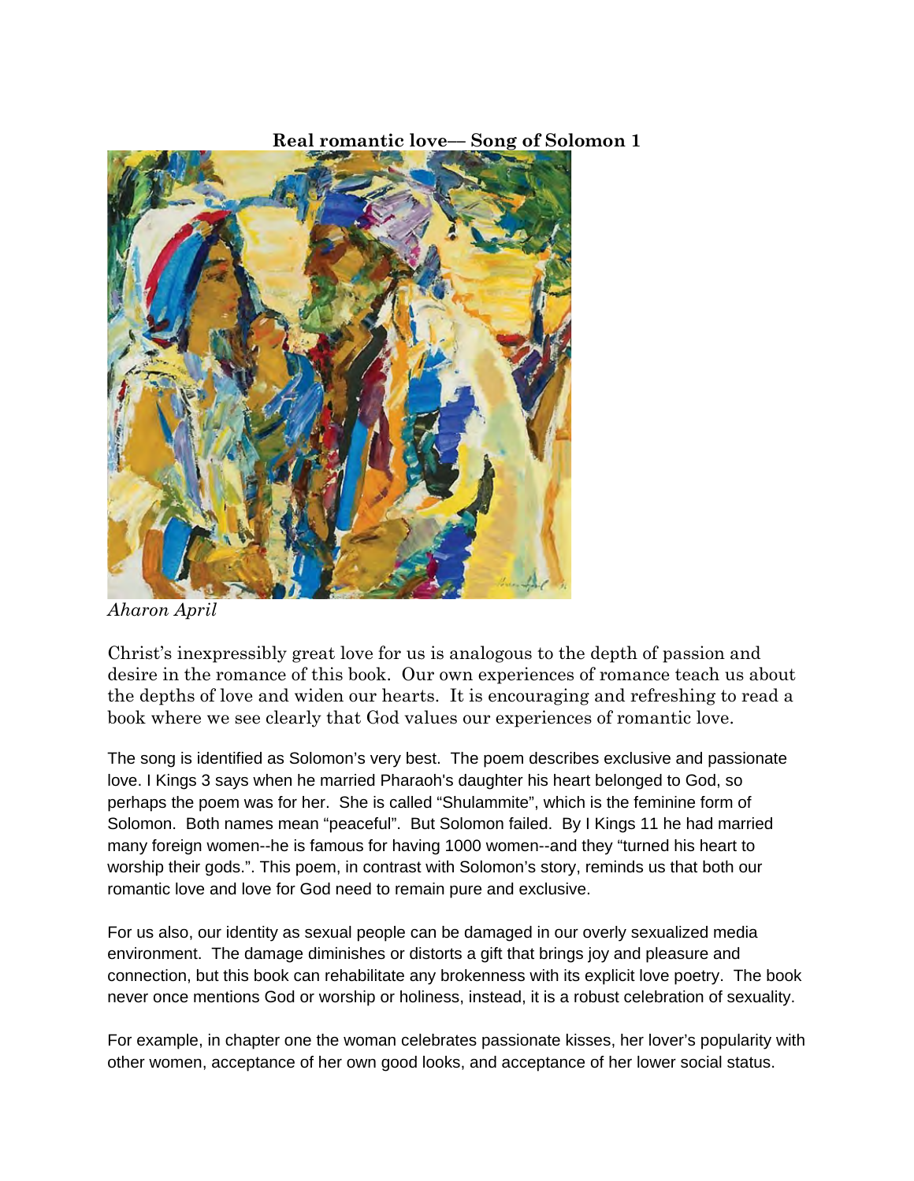**Real romantic love— Song of Solomon 1**

*Aharon April*

Christ's inexpressibly great love for us is analogous to the depth of passion and desire in the romance of this book. Our own experiences of romance teach us about the depths of love and widen our hearts. It is encouraging and refreshing to read a book where we see clearly that God values our experiences of romantic love.

The song is identified as Solomon's very best. The poem describes exclusive and passionate love. I Kings 3 says when he married Pharaoh's daughter his heart belonged to God, so perhaps the poem was for her. She is called "Shulammite", which is the feminine form of Solomon. Both names mean "peaceful". But Solomon failed. By I Kings 11 he had married many foreign women--he is famous for having 1000 women--and they "turned his heart to worship their gods.". This poem, in contrast with Solomon's story, reminds us that both our romantic love and love for God need to remain pure and exclusive.

For us also, our identity as sexual people can be damaged in our overly sexualized media environment. The damage diminishes or distorts a gift that brings joy and pleasure and connection, but this book can rehabilitate any brokenness with its explicit love poetry. The book never once mentions God or worship or holiness, instead, it is a robust celebration of sexuality.

For example, in chapter one the woman celebrates passionate kisses, her lover's popularity with other women, acceptance of her own good looks, and acceptance of her lower social status.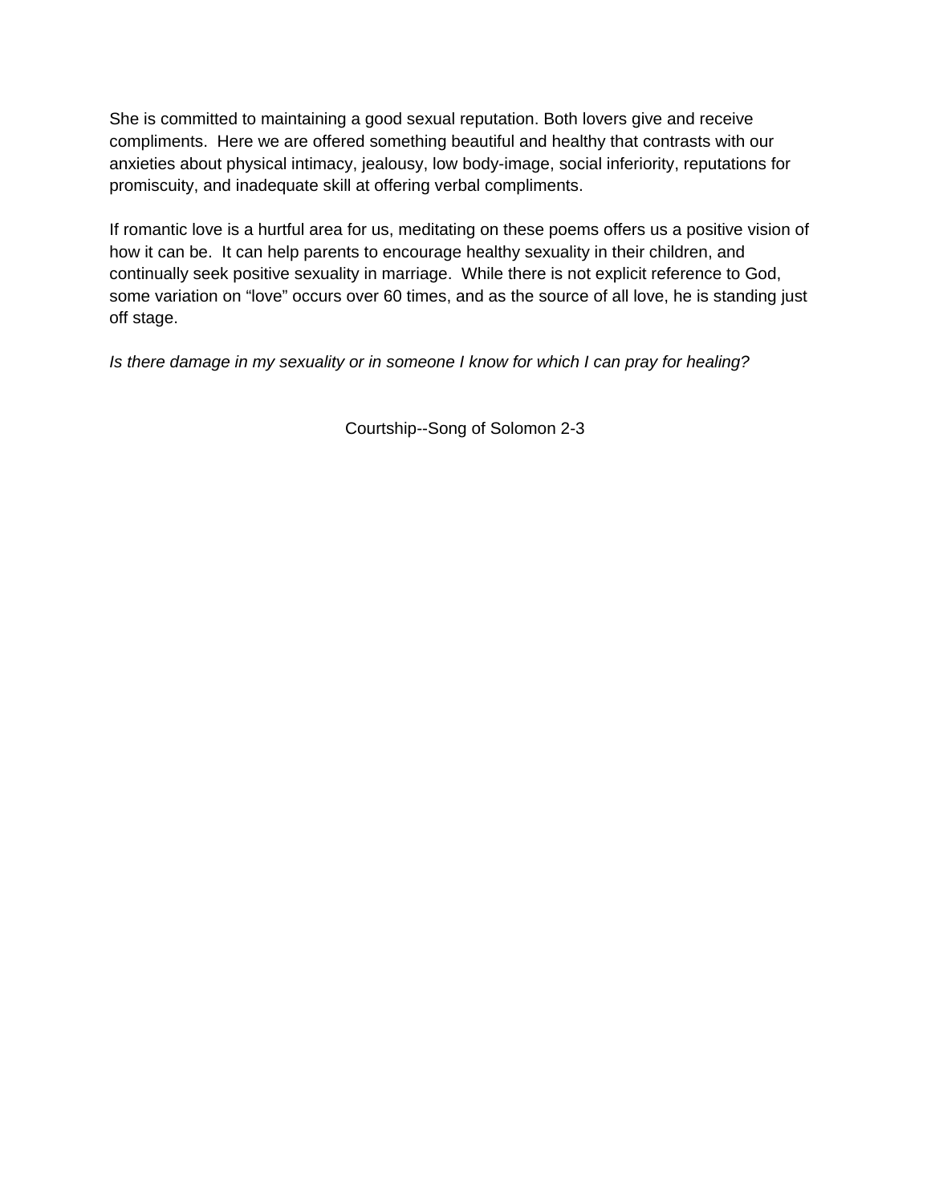She is committed to maintaining a good sexual reputation. Both lovers give and receive compliments. Here we are offered something beautiful and healthy that contrasts with our anxieties about physical intimacy, jealousy, low body-image, social inferiority, reputations for promiscuity, and inadequate skill at offering verbal compliments.

If romantic love is a hurtful area for us, meditating on these poems offers us a positive vision of how it can be. It can help parents to encourage healthy sexuality in their children, and continually seek positive sexuality in marriage. While there is not explicit reference to God, some variation on "love" occurs over 60 times, and as the source of all love, he is standing just off stage.

*Is there damage in my sexuality or in someone I know for which I can pray for healing?*

## Courtship--Song of Solomon 2-3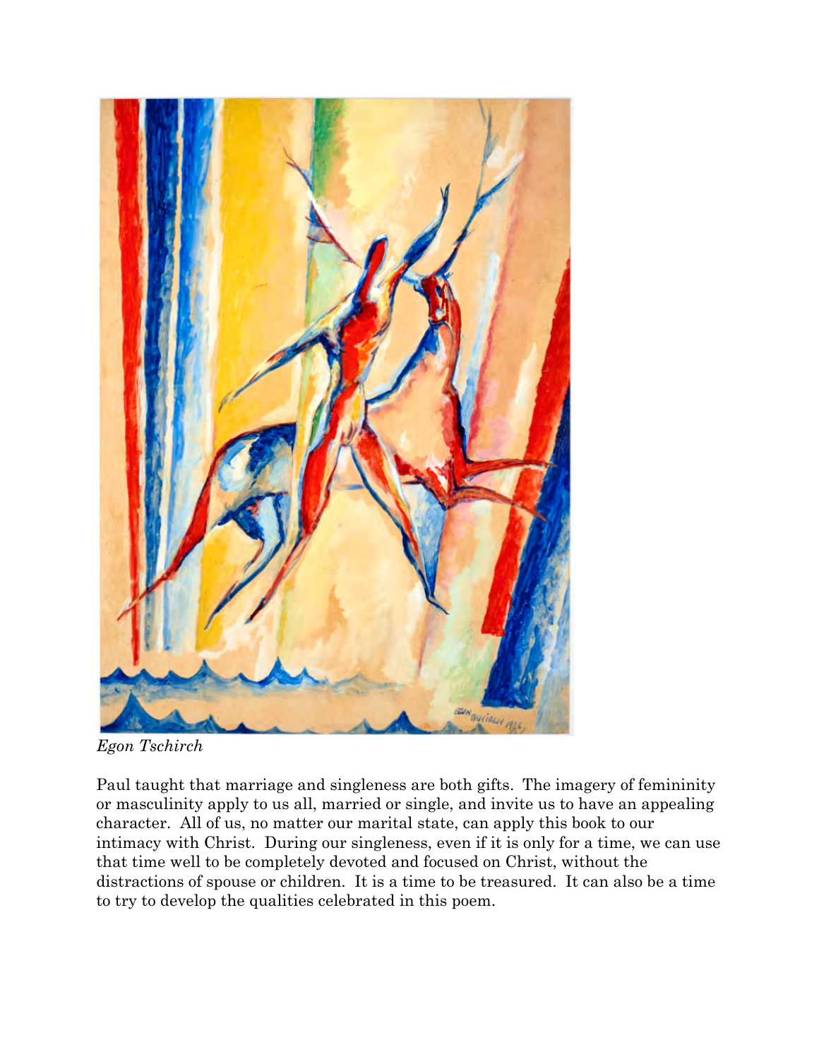*Egon Tschirch*

Paul taught that marriage and singleness are both gifts. The imagery of femininity or masculinity apply to us all, married or single, and invite us to have an appealing character. All of us, no matter our marital state, can apply this book to our intimacy with Christ. During our singleness, even if it is only for a time, we can use that time well to be completely devoted and focused on Christ, without the distractions of spouse or children. It is a time to be treasured. It can also be a time to try to develop the qualities celebrated in this poem.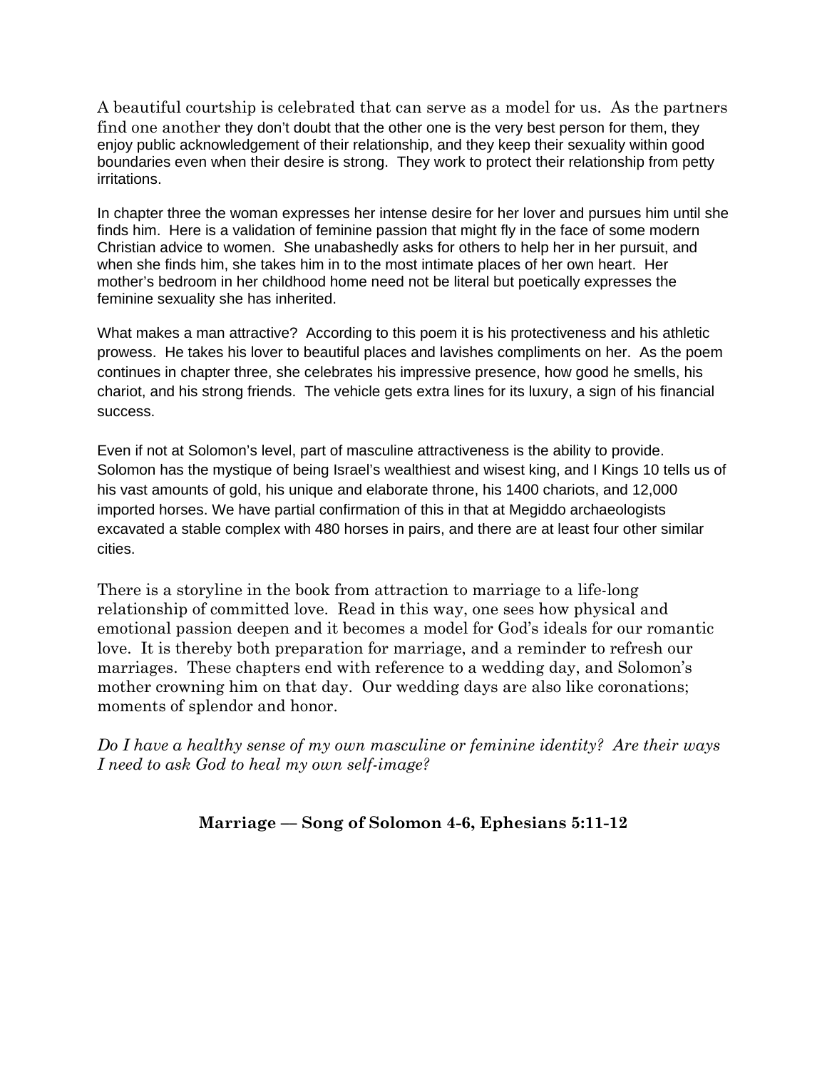A beautiful courtship is celebrated that can serve as a model for us. As the partners find one another they don't doubt that the other one is the very best person for them, they enjoy public acknowledgement of their relationship, and they keep their sexuality within good boundaries even when their desire is strong. They work to protect their relationship from petty irritations.

In chapter three the woman expresses her intense desire for her lover and pursues him until she finds him. Here is a validation of feminine passion that might fly in the face of some modern Christian advice to women. She unabashedly asks for others to help her in her pursuit, and when she finds him, she takes him in to the most intimate places of her own heart. Her mother's bedroom in her childhood home need not be literal but poetically expresses the feminine sexuality she has inherited.

What makes a man attractive? According to this poem it is his protectiveness and his athletic prowess. He takes his lover to beautiful places and lavishes compliments on her. As the poem continues in chapter three, she celebrates his impressive presence, how good he smells, his chariot, and his strong friends. The vehicle gets extra lines for its luxury, a sign of his financial success.

Even if not at Solomon's level, part of masculine attractiveness is the ability to provide. Solomon has the mystique of being Israel's wealthiest and wisest king, and I Kings 10 tells us of his vast amounts of gold, his unique and elaborate throne, his 1400 chariots, and 12,000 imported horses. We have partial confirmation of this in that at Megiddo archaeologists excavated a stable complex with 480 horses in pairs, and there are at least four other similar cities.

There is a storyline in the book from attraction to marriage to a life-long relationship of committed love. Read in this way, one sees how physical and emotional passion deepen and it becomes a model for God's ideals for our romantic love. It is thereby both preparation for marriage, and a reminder to refresh our marriages. These chapters end with reference to a wedding day, and Solomon's mother crowning him on that day. Our wedding days are also like coronations; moments of splendor and honor.

*Do I have a healthy sense of my own masculine or feminine identity? Are their ways I need to ask God to heal my own self-image?*

## Marriage — Song of Solomon 4-6, Ephesians 5:11-12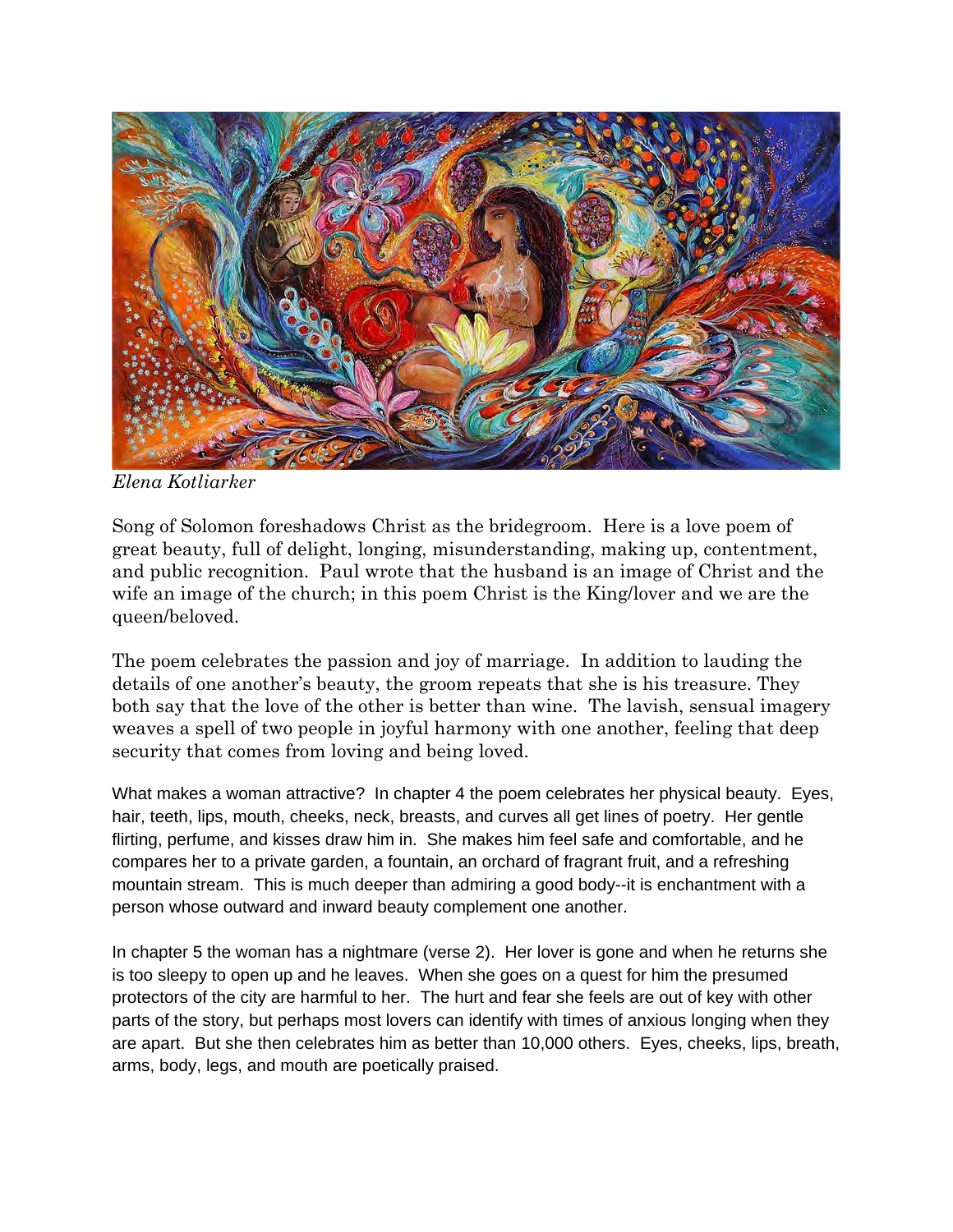*Elena Kotliarker*

Song of Solomon foreshadows Christ as the bridegroom. Here is a love poem of great beauty, full of delight, longing, misunderstanding, making up, contentment, and public recognition. Paul wrote that the husband is an image of Christ and the wife an image of the church; in this poem Christ is the King/lover and we are the queen/beloved.

The poem celebrates the passion and joy of marriage. In addition to lauding the details of one another's beauty, the groom repeats that she is his treasure. They both say that the love of the other is better than wine. The lavish, sensual imagery weaves a spell of two people in joyful harmony with one another, feeling that deep security that comes from loving and being loved.

What makes a woman attractive? In chapter 4 the poem celebrates her physical beauty. Eyes, hair, teeth, lips, mouth, cheeks, neck, breasts, and curves all get lines of poetry. Her gentle flirting, perfume, and kisses draw him in. She makes him feel safe and comfortable, and he compares her to a private garden, a fountain, an orchard of fragrant fruit, and a refreshing mountain stream. This is much deeper than admiring a good body--it is enchantment with a person whose outward and inward beauty complement one another.

In chapter 5 the woman has a nightmare (verse 2). Her lover is gone and when he returns she is too sleepy to open up and he leaves. When she goes on a quest for him the presumed protectors of the city are harmful to her. The hurt and fear she feels are out of key with other parts of the story, but perhaps most lovers can identify with times of anxious longing when they are apart. But she then celebrates him as better than 10,000 others. Eyes, cheeks, lips, breath, arms, body, legs, and mouth are poetically praised.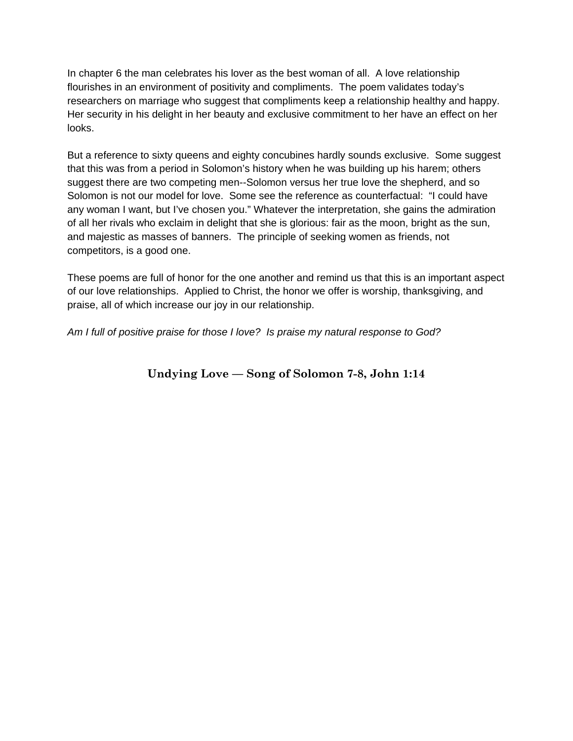In chapter 6 the man celebrates his lover as the best woman of all.  A love relationship flourishes in an environment of positivity and compliments.  The poem validates today's researchers on marriage who suggest that compliments keep a relationship healthy and happy.  Her security in his delight in her beauty and exclusive commitment to her have an effect on her looks.

But a reference to sixty queens and eighty concubines hardly sounds exclusive.  Some suggest that this was from a period in Solomon's history when he was building up his harem; others suggest there are two competing men--Solomon versus her true love the shepherd, and so Solomon is not our model for love.  Some see the reference as counterfactual:  "I could have any woman I want, but I've chosen you." Whatever the interpretation, she gains the admiration of all her rivals who exclaim in delight that she is glorious: fair as the moon, bright as the sun, and majestic as masses of banners.  The principle of seeking women as friends, not competitors, is a good one.

These poems are full of honor for the one another and remind us that this is an important aspect of our love relationships.  Applied to Christ, the honor we offer is worship, thanksgiving, and praise, all of which increase our joy in our relationship.

*Am I full of positive praise for those I love?  Is praise my natural response to God?*

## Undying Love — Song of Solomon 7-8, John 1:14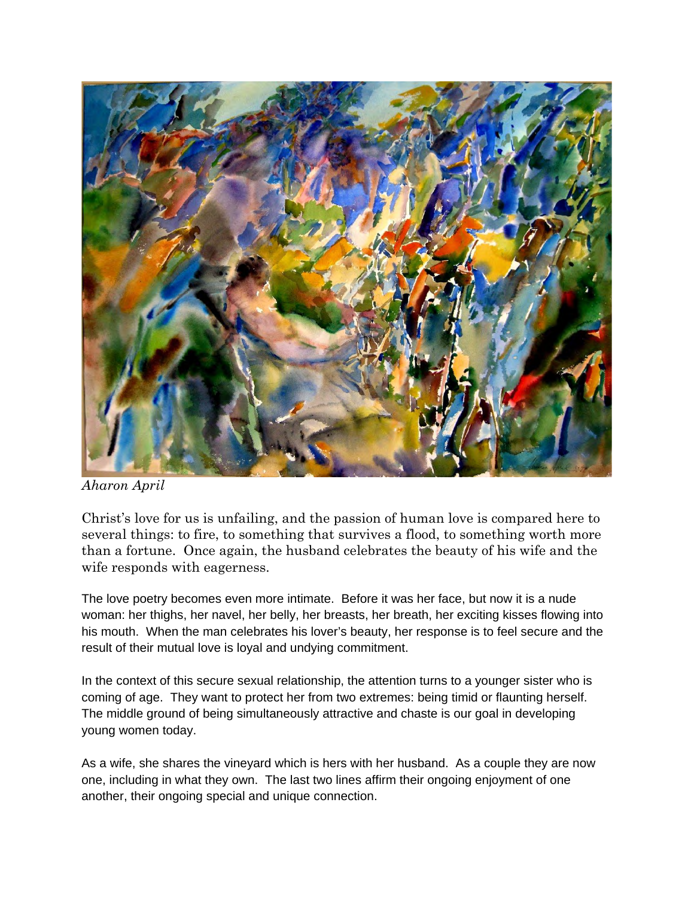*Aharon April*

Christ's love for us is unfailing, and the passion of human love is compared here to several things: to fire, to something that survives a flood, to something worth more than a fortune. Once again, the husband celebrates the beauty of his wife and the wife responds with eagerness.

The love poetry becomes even more intimate. Before it was her face, but now it is a nude woman: her thighs, her navel, her belly, her breasts, her breath, her exciting kisses flowing into his mouth. When the man celebrates his lover's beauty, her response is to feel secure and the result of their mutual love is loyal and undying commitment.

In the context of this secure sexual relationship, the attention turns to a younger sister who is coming of age. They want to protect her from two extremes: being timid or flaunting herself. The middle ground of being simultaneously attractive and chaste is our goal in developing young women today.

As a wife, she shares the vineyard which is hers with her husband. As a couple they are now one, including in what they own. The last two lines affirm their ongoing enjoyment of one another, their ongoing special and unique connection.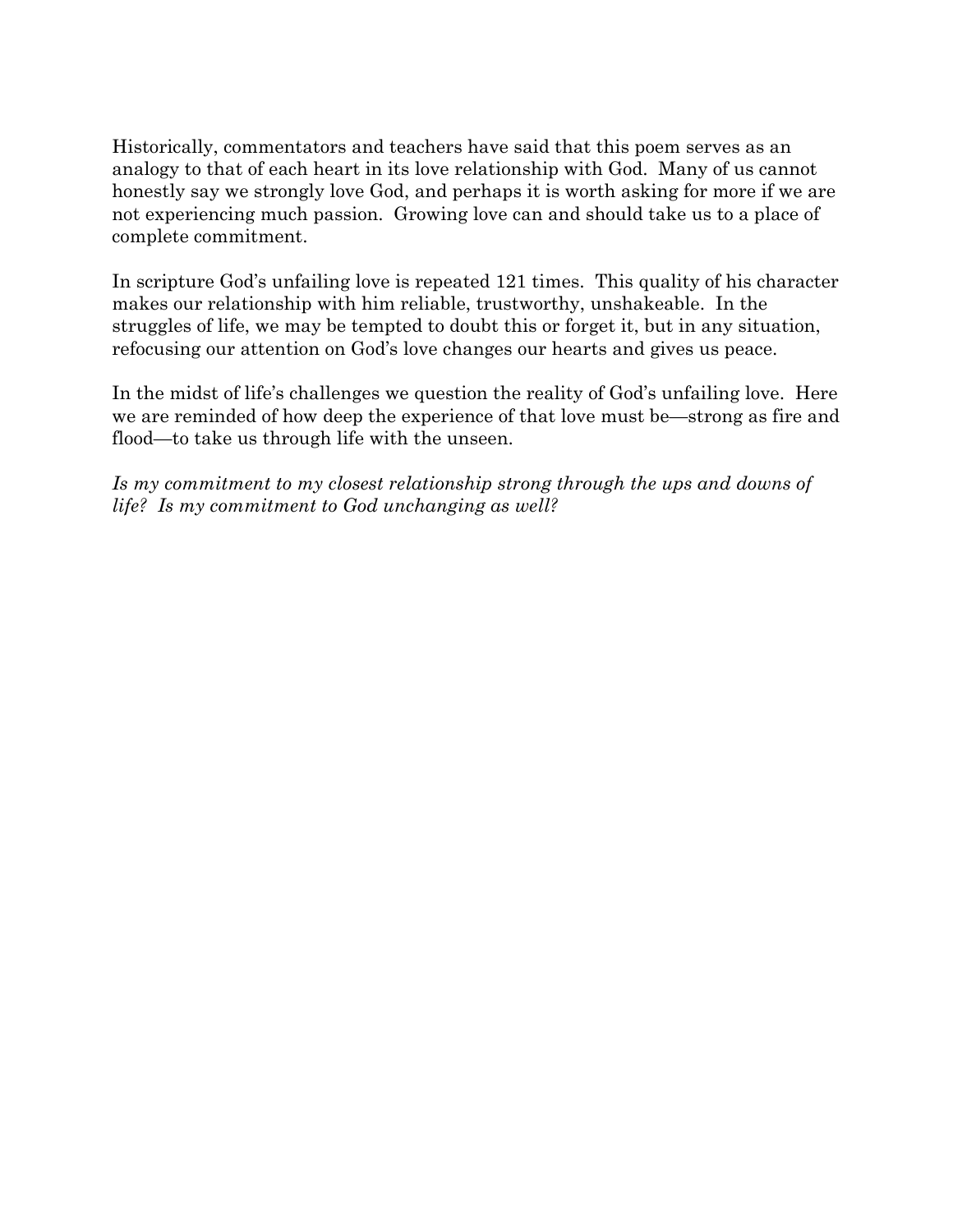Historically, commentators and teachers have said that this poem serves as an analogy to that of each heart in its love relationship with God. Many of us cannot honestly say we strongly love God, and perhaps it is worth asking for more if we are not experiencing much passion. Growing love can and should take us to a place of complete commitment.

In scripture God's unfailing love is repeated 121 times. This quality of his character makes our relationship with him reliable, trustworthy, unshakeable. In the struggles of life, we may be tempted to doubt this or forget it, but in any situation, refocusing our attention on God's love changes our hearts and gives us peace.

In the midst of life's challenges we question the reality of God's unfailing love. Here we are reminded of how deep the experience of that love must be—strong as fire and flood—to take us through life with the unseen.

*Is my commitment to my closest relationship strong through the ups and downs of life? Is my commitment to God unchanging as well?*